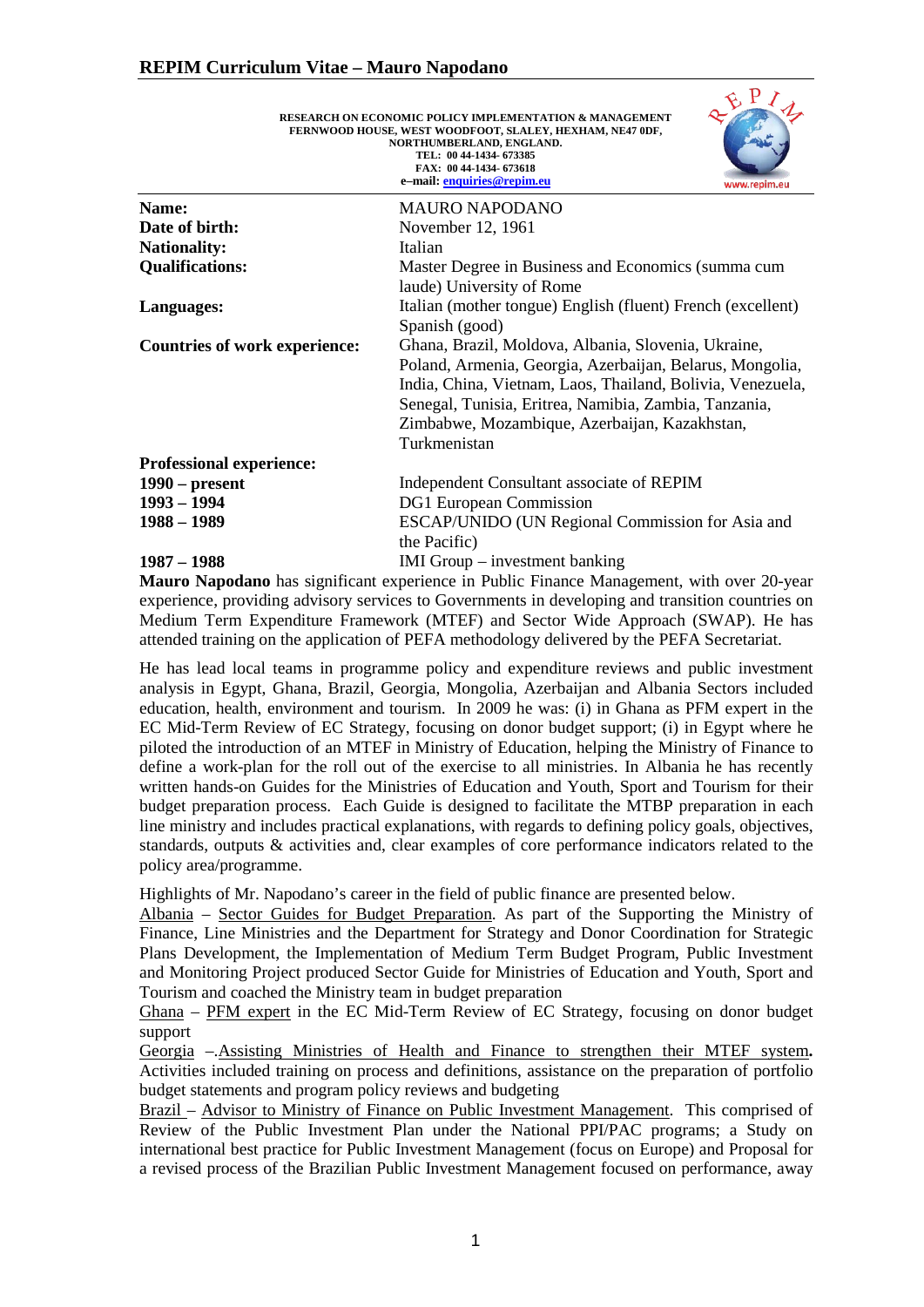RESEARCH ON ECONOMIC POLICY IMPLEMENTATION & MANAGEMENT
FERNWOOD HOUSE, WEST WOODFOOT, SLALEY, HEXHAM, NE47 0DF,
NORTHUMBERLAND, ENGLAND.
TEL: 00 44-1434- 673385
FAX: 00 44-1434- 673618
e–mail: enquiries@repim.eu

| | |
|---|---|
| **Name:** | MAURO NAPODANO |
| **Date of birth:** | November 12, 1961 |
| **Nationality:** | Italian |
| **Qualifications:** | Master Degree in Business and Economics (summa cum laude) University of Rome |
| **Languages:** | Italian (mother tongue) English (fluent) French (excellent) Spanish (good) |
| **Countries of work experience:** | Ghana, Brazil, Moldova, Albania, Slovenia, Ukraine, Poland, Armenia, Georgia, Azerbaijan, Belarus, Mongolia, India, China, Vietnam, Laos, Thailand, Bolivia, Venezuela, Senegal, Tunisia, Eritrea, Namibia, Zambia, Tanzania, Zimbabwe, Mozambique, Azerbaijan, Kazakhstan, Turkmenistan |
| **Professional experience:** | |
| **1990 – present** | Independent Consultant associate of REPIM |
| **1993 – 1994** | DG1 European Commission |
| **1988 – 1989** | ESCAP/UNIDO (UN Regional Commission for Asia and the Pacific) |
| **1987 – 1988** | IMI Group – investment banking |

**Mauro Napodano** has significant experience in Public Finance Management, with over 20-year experience, providing advisory services to Governments in developing and transition countries on Medium Term Expenditure Framework (MTEF) and Sector Wide Approach (SWAP). He has attended training on the application of PEFA methodology delivered by the PEFA Secretariat.

He has lead local teams in programme policy and expenditure reviews and public investment analysis in Egypt, Ghana, Brazil, Georgia, Mongolia, Azerbaijan and Albania Sectors included education, health, environment and tourism. In 2009 he was: (i) in Ghana as PFM expert in the EC Mid-Term Review of EC Strategy, focusing on donor budget support; (i) in Egypt where he piloted the introduction of an MTEF in Ministry of Education, helping the Ministry of Finance to define a work-plan for the roll out of the exercise to all ministries. In Albania he has recently written hands-on Guides for the Ministries of Education and Youth, Sport and Tourism for their budget preparation process. Each Guide is designed to facilitate the MTBP preparation in each line ministry and includes practical explanations, with regards to defining policy goals, objectives, standards, outputs & activities and, clear examples of core performance indicators related to the policy area/programme.

Highlights of Mr. Napodano's career in the field of public finance are presented below.

Albania – Sector Guides for Budget Preparation. As part of the Supporting the Ministry of Finance, Line Ministries and the Department for Strategy and Donor Coordination for Strategic Plans Development, the Implementation of Medium Term Budget Program, Public Investment and Monitoring Project produced Sector Guide for Ministries of Education and Youth, Sport and Tourism and coached the Ministry team in budget preparation

Ghana – PFM expert in the EC Mid-Term Review of EC Strategy, focusing on donor budget support

Georgia –.Assisting Ministries of Health and Finance to strengthen their MTEF system**.** Activities included training on process and definitions, assistance on the preparation of portfolio budget statements and program policy reviews and budgeting

Brazil – Advisor to Ministry of Finance on Public Investment Management. This comprised of Review of the Public Investment Plan under the National PPI/PAC programs; a Study on international best practice for Public Investment Management (focus on Europe) and Proposal for a revised process of the Brazilian Public Investment Management focused on performance, away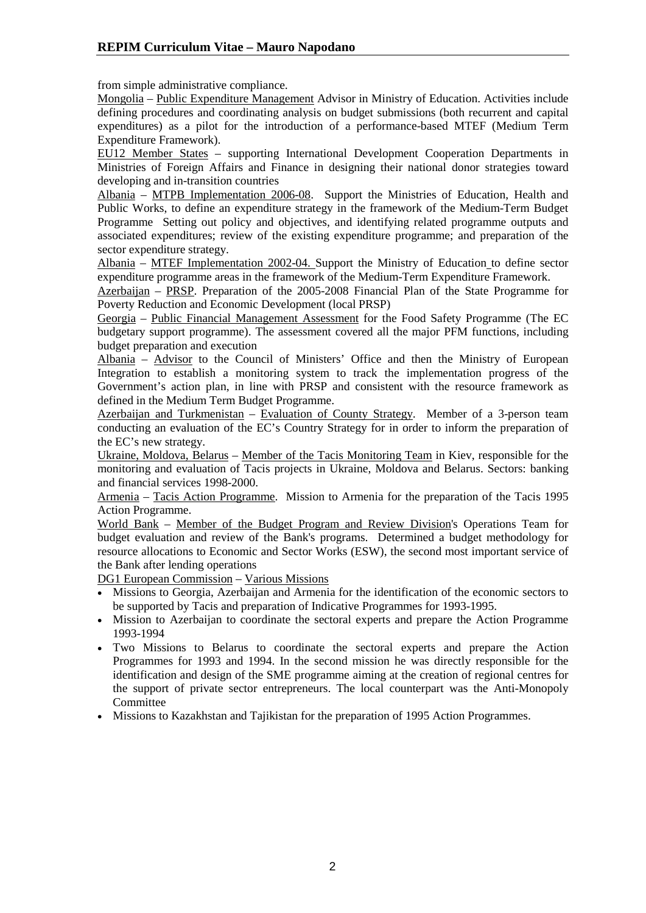from simple administrative compliance.

Mongolia – Public Expenditure Management Advisor in Ministry of Education. Activities include defining procedures and coordinating analysis on budget submissions (both recurrent and capital expenditures) as a pilot for the introduction of a performance-based MTEF (Medium Term Expenditure Framework).

EU12 Member States – supporting International Development Cooperation Departments in Ministries of Foreign Affairs and Finance in designing their national donor strategies toward developing and in-transition countries

Albania – MTPB Implementation 2006-08. Support the Ministries of Education, Health and Public Works, to define an expenditure strategy in the framework of the Medium-Term Budget Programme Setting out policy and objectives, and identifying related programme outputs and associated expenditures; review of the existing expenditure programme; and preparation of the sector expenditure strategy.

Albania – MTEF Implementation 2002-04. Support the Ministry of Education to define sector expenditure programme areas in the framework of the Medium-Term Expenditure Framework.

Azerbaijan – PRSP. Preparation of the 2005-2008 Financial Plan of the State Programme for Poverty Reduction and Economic Development (local PRSP)

Georgia – Public Financial Management Assessment for the Food Safety Programme (The EC budgetary support programme). The assessment covered all the major PFM functions, including budget preparation and execution

Albania – Advisor to the Council of Ministers' Office and then the Ministry of European Integration to establish a monitoring system to track the implementation progress of the Government's action plan, in line with PRSP and consistent with the resource framework as defined in the Medium Term Budget Programme.

Azerbaijan and Turkmenistan – Evaluation of County Strategy. Member of a 3-person team conducting an evaluation of the EC's Country Strategy for in order to inform the preparation of the EC's new strategy.

Ukraine, Moldova, Belarus – Member of the Tacis Monitoring Team in Kiev, responsible for the monitoring and evaluation of Tacis projects in Ukraine, Moldova and Belarus. Sectors: banking and financial services 1998-2000.

Armenia – Tacis Action Programme. Mission to Armenia for the preparation of the Tacis 1995 Action Programme.

World Bank – Member of the Budget Program and Review Division's Operations Team for budget evaluation and review of the Bank's programs. Determined a budget methodology for resource allocations to Economic and Sector Works (ESW), the second most important service of the Bank after lending operations

DG1 European Commission – Various Missions

- Missions to Georgia, Azerbaijan and Armenia for the identification of the economic sectors to be supported by Tacis and preparation of Indicative Programmes for 1993-1995.
- Mission to Azerbaijan to coordinate the sectoral experts and prepare the Action Programme 1993-1994
- Two Missions to Belarus to coordinate the sectoral experts and prepare the Action Programmes for 1993 and 1994. In the second mission he was directly responsible for the identification and design of the SME programme aiming at the creation of regional centres for the support of private sector entrepreneurs. The local counterpart was the Anti-Monopoly Committee
- Missions to Kazakhstan and Tajikistan for the preparation of 1995 Action Programmes.